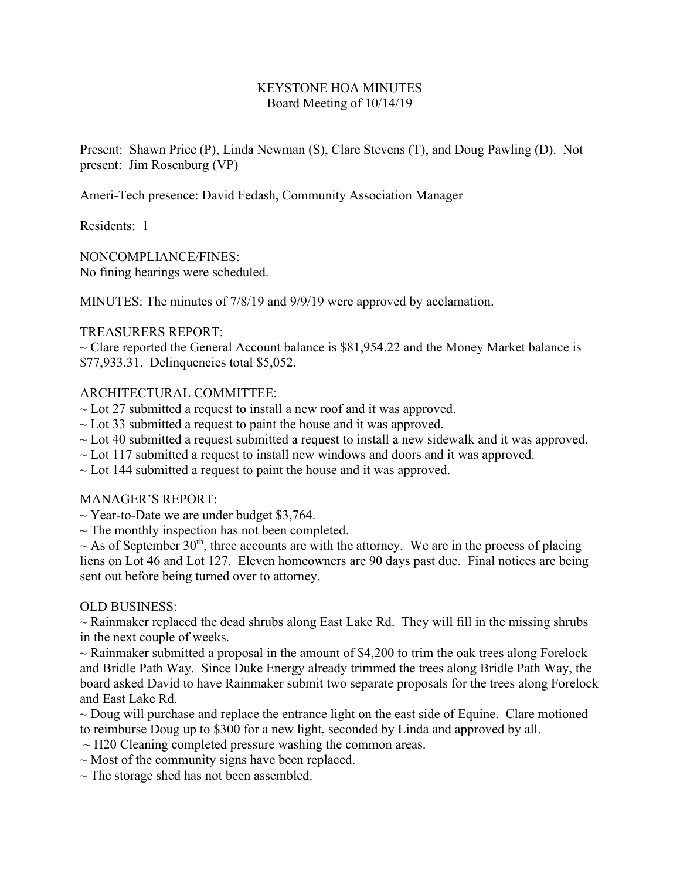# KEYSTONE HOA MINUTES
## Board Meeting of 10/14/19

Present: Shawn Price (P), Linda Newman (S), Clare Stevens (T), and Doug Pawling (D). Not present: Jim Rosenburg (VP)

Ameri-Tech presence: David Fedash, Community Association Manager

Residents: 1

NONCOMPLIANCE/FINES:
No fining hearings were scheduled.

MINUTES: The minutes of 7/8/19 and 9/9/19 were approved by acclamation.

TREASURERS REPORT:
~ Clare reported the General Account balance is $81,954.22 and the Money Market balance is $77,933.31. Delinquencies total $5,052.

ARCHITECTURAL COMMITTEE:
~ Lot 27 submitted a request to install a new roof and it was approved.
~ Lot 33 submitted a request to paint the house and it was approved.
~ Lot 40 submitted a request submitted a request to install a new sidewalk and it was approved.
~ Lot 117 submitted a request to install new windows and doors and it was approved.
~ Lot 144 submitted a request to paint the house and it was approved.

MANAGER'S REPORT:
~ Year-to-Date we are under budget $3,764.
~ The monthly inspection has not been completed.
~ As of September 30th, three accounts are with the attorney. We are in the process of placing liens on Lot 46 and Lot 127. Eleven homeowners are 90 days past due. Final notices are being sent out before being turned over to attorney.

OLD BUSINESS:
~ Rainmaker replaced the dead shrubs along East Lake Rd. They will fill in the missing shrubs in the next couple of weeks.
~ Rainmaker submitted a proposal in the amount of $4,200 to trim the oak trees along Forelock and Bridle Path Way. Since Duke Energy already trimmed the trees along Bridle Path Way, the board asked David to have Rainmaker submit two separate proposals for the trees along Forelock and East Lake Rd.
~ Doug will purchase and replace the entrance light on the east side of Equine. Clare motioned to reimburse Doug up to $300 for a new light, seconded by Linda and approved by all.
~ H20 Cleaning completed pressure washing the common areas.
~ Most of the community signs have been replaced.
~ The storage shed has not been assembled.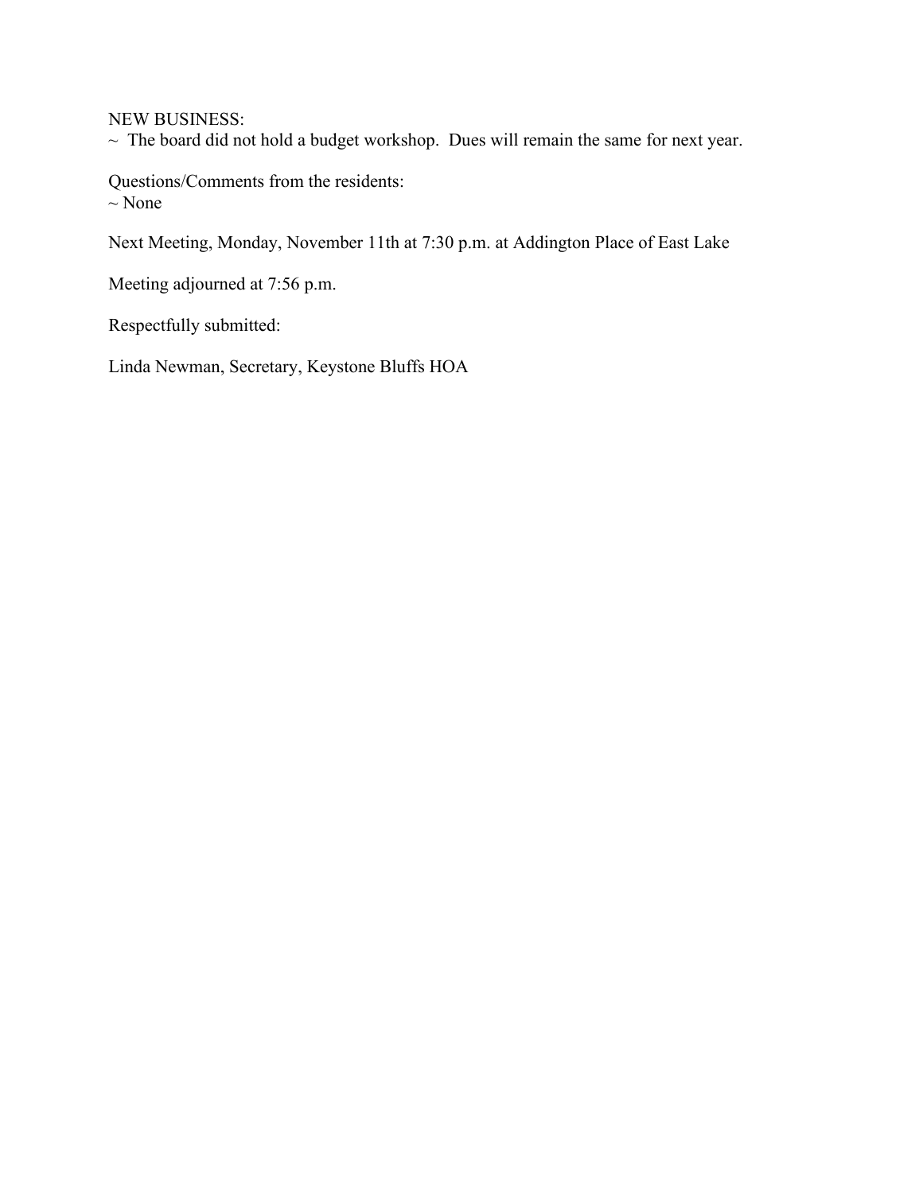NEW BUSINESS:
~ The board did not hold a budget workshop. Dues will remain the same for next year.

Questions/Comments from the residents:
~ None

Next Meeting, Monday, November 11th at 7:30 p.m. at Addington Place of East Lake

Meeting adjourned at 7:56 p.m.

Respectfully submitted:

Linda Newman, Secretary, Keystone Bluffs HOA